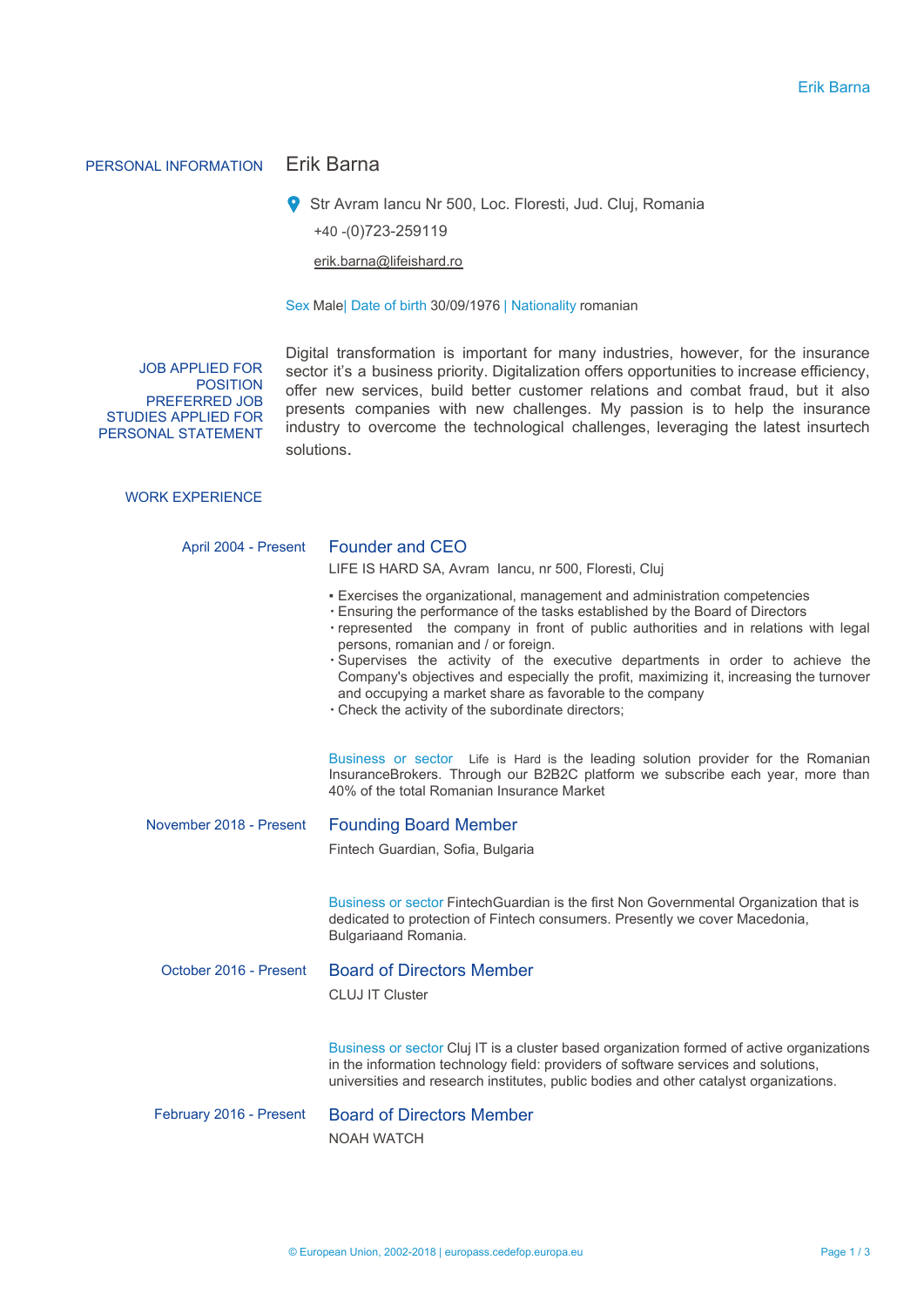## PERSONAL INFORMATION

# Erik Barna

Str Avram Iancu Nr 500, Loc. Floresti, Jud. Cluj, Romania

+40 -(0)723-259119

erik.barna@lifeishard.ro

Sex Male| Date of birth 30/09/1976 | Nationality romanian

## JOB APPLIED FOR POSITION PREFERRED JOB STUDIES APPLIED FOR PERSONAL STATEMENT

Digital transformation is important for many industries, however, for the insurance sector it's a business priority. Digitalization offers opportunities to increase efficiency, offer new services, build better customer relations and combat fraud, but it also presents companies with new challenges. My passion is to help the insurance industry to overcome the technological challenges, leveraging the latest insurtech solutions.

## WORK EXPERIENCE

**April 2004 - Present**

### Founder and CEO

LIFE IS HARD SA, Avram Iancu, nr 500, Floresti, Cluj

- Exercises the organizational, management and administration competencies
- Ensuring the performance of the tasks established by the Board of Directors
- represented the company in front of public authorities and in relations with legal persons, romanian and / or foreign.
- Supervises the activity of the executive departments in order to achieve the Company's objectives and especially the profit, maximizing it, increasing the turnover and occupying a market share as favorable to the company
- Check the activity of the subordinate directors;

Business or sector Life is Hard is the leading solution provider for the Romanian InsuranceBrokers. Through our B2B2C platform we subscribe each year, more than 40% of the total Romanian Insurance Market

**November 2018 - Present**

### Founding Board Member

Fintech Guardian, Sofia, Bulgaria

Business or sector FintechGuardian is the first Non Governmental Organization that is dedicated to protection of Fintech consumers. Presently we cover Macedonia, Bulgariaand Romania.

**October 2016 - Present**

### Board of Directors Member

CLUJ IT Cluster

Business or sector Cluj IT is a cluster based organization formed of active organizations in the information technology field: providers of software services and solutions, universities and research institutes, public bodies and other catalyst organizations.

**February 2016 - Present**

### Board of Directors Member

NOAH WATCH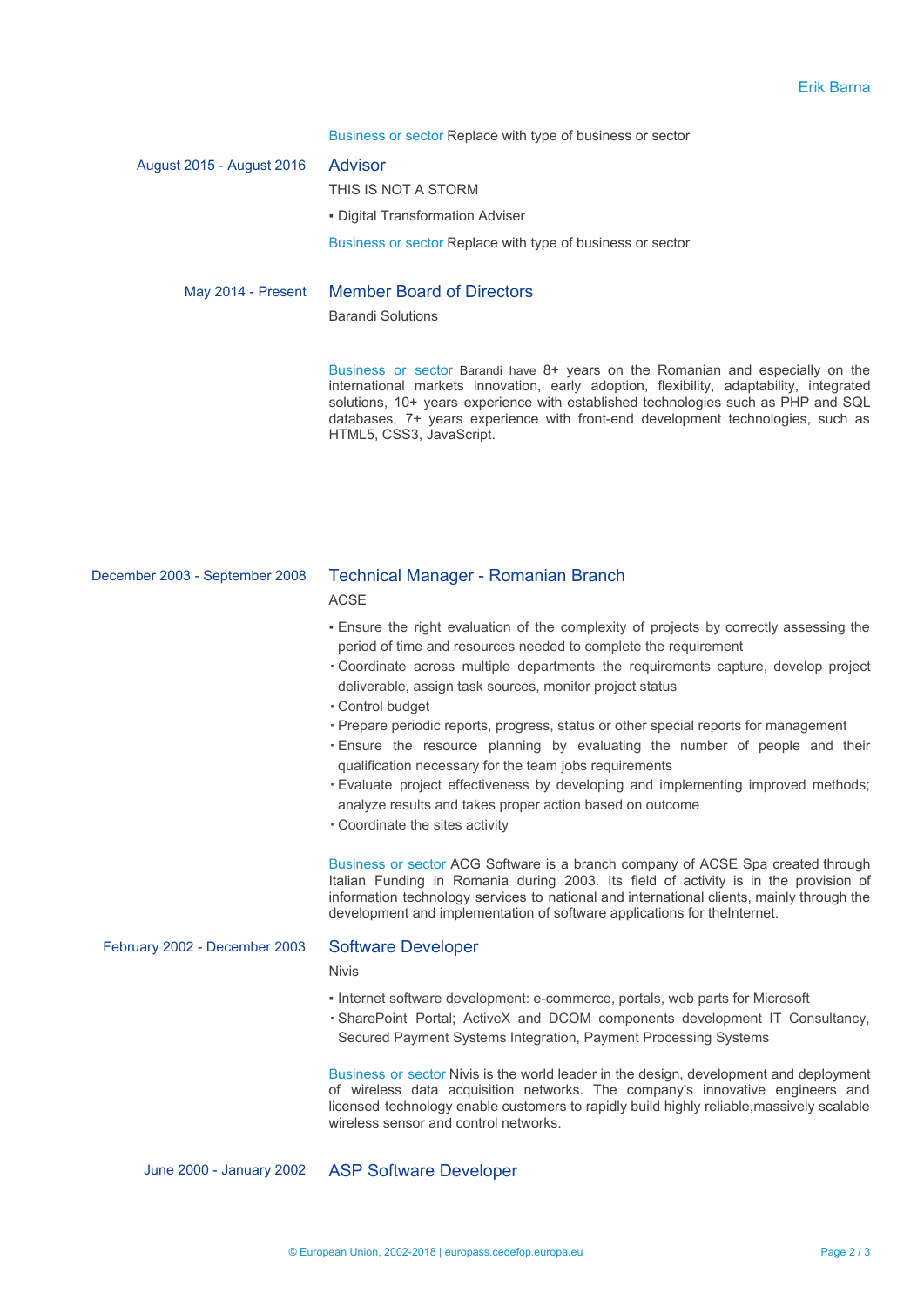Business or sector Replace with type of business or sector

August 2015 - August 2016

### Advisor

THIS IS NOT A STORM

- Digital Transformation Adviser

Business or sector Replace with type of business or sector

May 2014 - Present

### Member Board of Directors

Barandi Solutions

Business or sector Barandi have 8+ years on the Romanian and especially on the international markets innovation, early adoption, flexibility, adaptability, integrated solutions, 10+ years experience with established technologies such as PHP and SQL databases, 7+ years experience with front-end development technologies, such as HTML5, CSS3, JavaScript.

December 2003 - September 2008

### Technical Manager - Romanian Branch

ACSE

- Ensure the right evaluation of the complexity of projects by correctly assessing the period of time and resources needed to complete the requirement
- Coordinate across multiple departments the requirements capture, develop project deliverable, assign task sources, monitor project status
- Control budget
- Prepare periodic reports, progress, status or other special reports for management
- Ensure the resource planning by evaluating the number of people and their qualification necessary for the team jobs requirements
- Evaluate project effectiveness by developing and implementing improved methods; analyze results and takes proper action based on outcome
- Coordinate the sites activity

Business or sector ACG Software is a branch company of ACSE Spa created through Italian Funding in Romania during 2003. Its field of activity is in the provision of information technology services to national and international clients, mainly through the development and implementation of software applications for theInternet.

February 2002 - December 2003

### Software Developer

Nivis

- Internet software development: e-commerce, portals, web parts for Microsoft
- SharePoint Portal; ActiveX and DCOM components development IT Consultancy, Secured Payment Systems Integration, Payment Processing Systems

Business or sector Nivis is the world leader in the design, development and deployment of wireless data acquisition networks. The company's innovative engineers and licensed technology enable customers to rapidly build highly reliable,massively scalable wireless sensor and control networks.

June 2000 - January 2002

### ASP Software Developer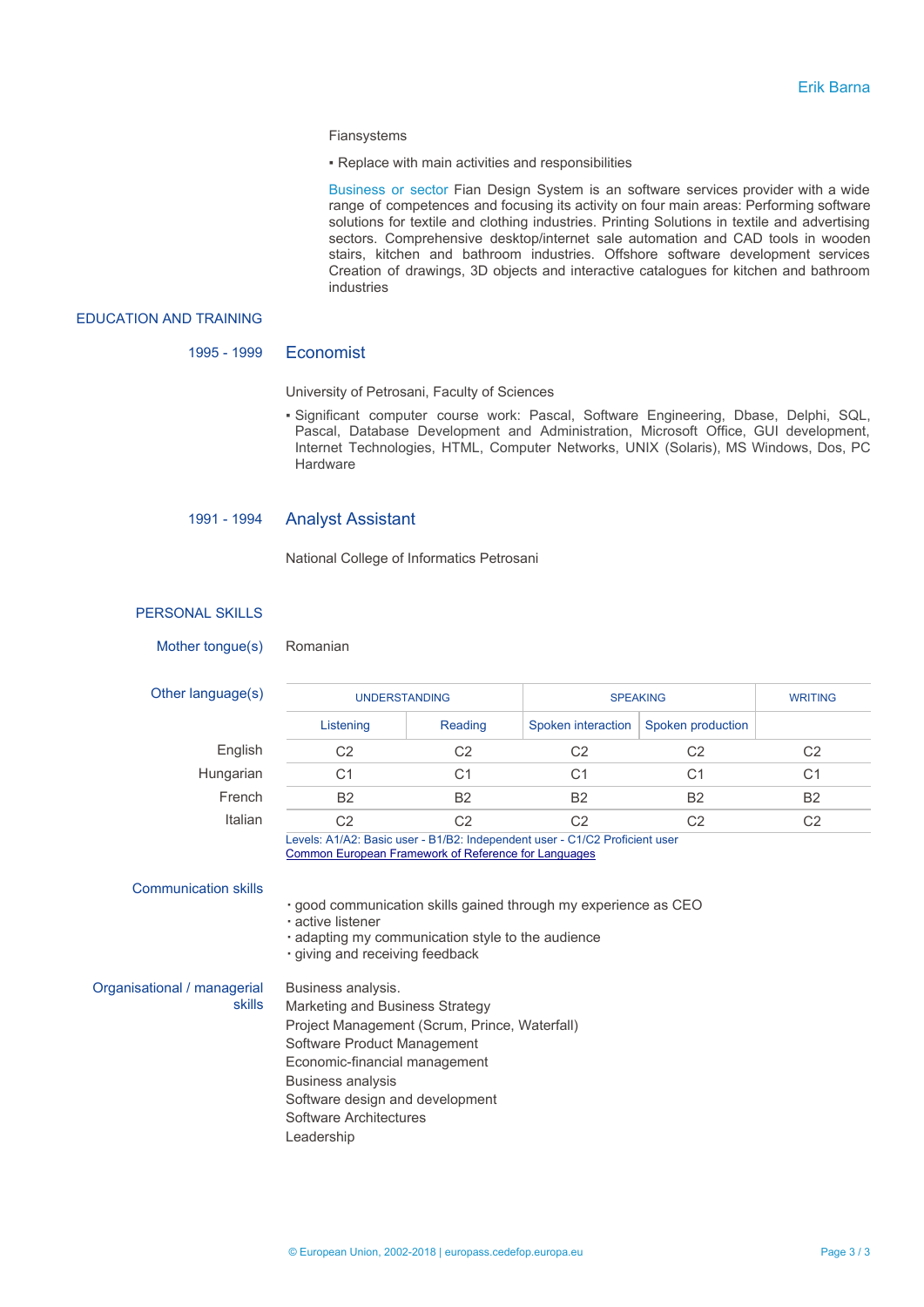Fiansystems

▪ Replace with main activities and responsibilities

Business or sector Fian Design System is an software services provider with a wide range of competences and focusing its activity on four main areas: Performing software solutions for textile and clothing industries. Printing Solutions in textile and advertising sectors. Comprehensive desktop/internet sale automation and CAD tools in wooden stairs, kitchen and bathroom industries. Offshore software development services Creation of drawings, 3D objects and interactive catalogues for kitchen and bathroom industries

## EDUCATION AND TRAINING

**1995 - 1999**

### Economist

University of Petrosani, Faculty of Sciences

▪ Significant computer course work: Pascal, Software Engineering, Dbase, Delphi, SQL, Pascal, Database Development and Administration, Microsoft Office, GUI development, Internet Technologies, HTML, Computer Networks, UNIX (Solaris), MS Windows, Dos, PC Hardware

**1991 - 1994**

### Analyst Assistant

National College of Informatics Petrosani

## PERSONAL SKILLS

**Mother tongue(s)**

Romanian

**Other language(s)**

| | UNDERSTANDING | | SPEAKING | | WRITING |
|---|---|---|---|---|---|
| | Listening | Reading | Spoken interaction | Spoken production | |
| English | C2 | C2 | C2 | C2 | C2 |
| Hungarian | C1 | C1 | C1 | C1 | C1 |
| French | B2 | B2 | B2 | B2 | B2 |
| Italian | C2 | C2 | C2 | C2 | C2 |

Levels: A1/A2: Basic user - B1/B2: Independent user - C1/C2 Proficient user
Common European Framework of Reference for Languages

**Communication skills**

- good communication skills gained through my experience as CEO
- active listener
- adapting my communication style to the audience
- giving and receiving feedback

**Organisational / managerial skills**

Business analysis.
Marketing and Business Strategy
Project Management (Scrum, Prince, Waterfall)
Software Product Management
Economic-financial management
Business analysis
Software design and development
Software Architectures
Leadership